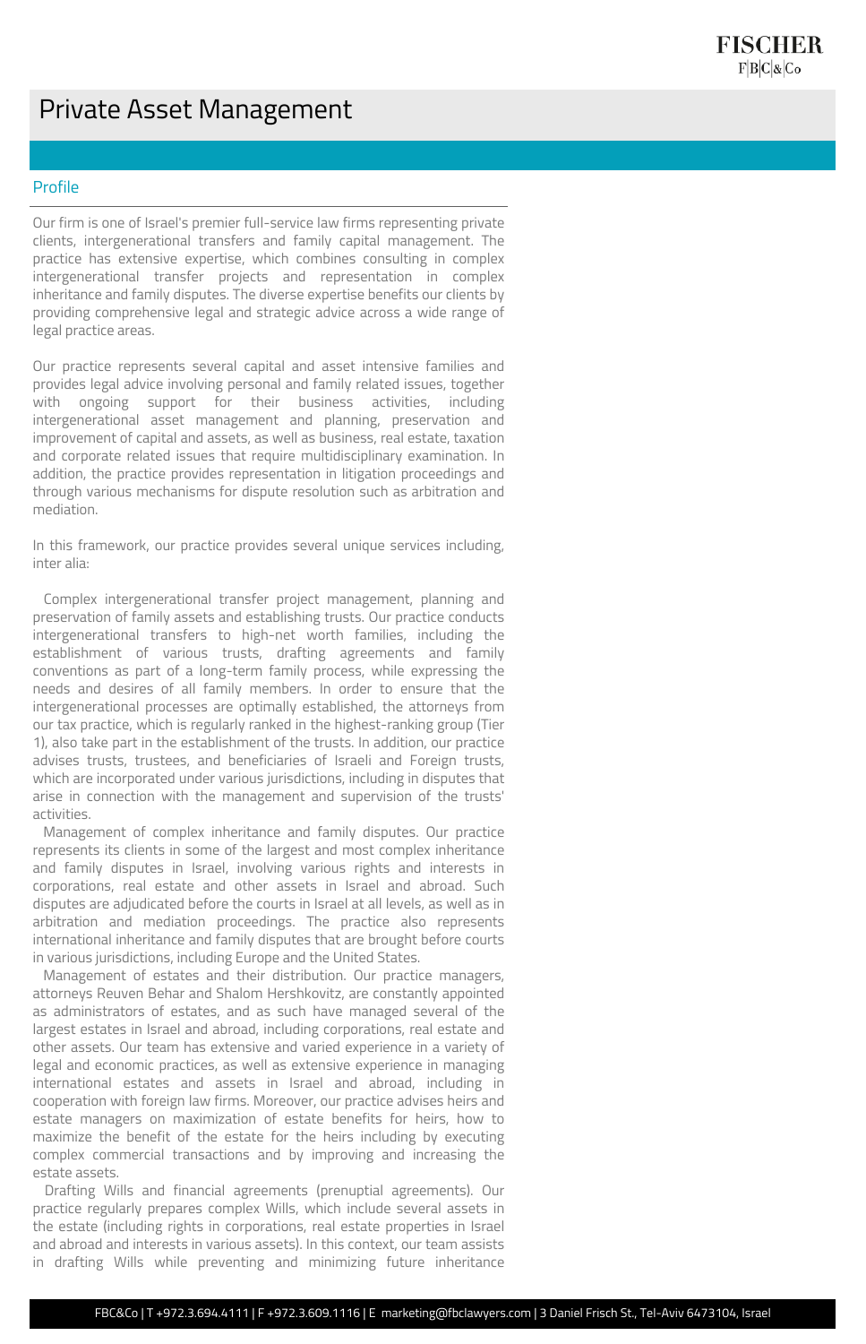# Private Asset Management

## Profile

Our firm is one of Israel's premier full-service law firms representing private clients, intergenerational transfers and family capital management. The practice has extensive expertise, which combines consulting in complex intergenerational transfer projects and representation in complex inheritance and family disputes. The diverse expertise benefits our clients by providing comprehensive legal and strategic advice across a wide range of legal practice areas.

Our practice represents several capital and asset intensive families and provides legal advice involving personal and family related issues, together with ongoing support for their business activities, including intergenerational asset management and planning, preservation and improvement of capital and assets, as well as business, real estate, taxation and corporate related issues that require multidisciplinary examination. In addition, the practice provides representation in litigation proceedings and through various mechanisms for dispute resolution such as arbitration and mediation.

In this framework, our practice provides several unique services including, inter alia:

Complex intergenerational transfer project management, planning and preservation of family assets and establishing trusts. Our practice conducts intergenerational transfers to high-net worth families, including the establishment of various trusts, drafting agreements and family conventions as part of a long-term family process, while expressing the needs and desires of all family members. In order to ensure that the intergenerational processes are optimally established, the attorneys from our tax practice, which is regularly ranked in the highest-ranking group (Tier 1), also take part in the establishment of the trusts. In addition, our practice advises trusts, trustees, and beneficiaries of Israeli and Foreign trusts, which are incorporated under various jurisdictions, including in disputes that arise in connection with the management and supervision of the trusts' activities.

Management of complex inheritance and family disputes. Our practice represents its clients in some of the largest and most complex inheritance and family disputes in Israel, involving various rights and interests in corporations, real estate and other assets in Israel and abroad. Such disputes are adjudicated before the courts in Israel at all levels, as well as in arbitration and mediation proceedings. The practice also represents international inheritance and family disputes that are brought before courts in various jurisdictions, including Europe and the United States.

Management of estates and their distribution. Our practice managers, attorneys Reuven Behar and Shalom Hershkovitz, are constantly appointed as administrators of estates, and as such have managed several of the largest estates in Israel and abroad, including corporations, real estate and other assets. Our team has extensive and varied experience in a variety of legal and economic practices, as well as extensive experience in managing international estates and assets in Israel and abroad, including in cooperation with foreign law firms. Moreover, our practice advises heirs and estate managers on maximization of estate benefits for heirs, how to maximize the benefit of the estate for the heirs including by executing complex commercial transactions and by improving and increasing the estate assets.

Drafting Wills and financial agreements (prenuptial agreements). Our practice regularly prepares complex Wills, which include several assets in the estate (including rights in corporations, real estate properties in Israel and abroad and interests in various assets). In this context, our team assists in drafting Wills while preventing and minimizing future inheritance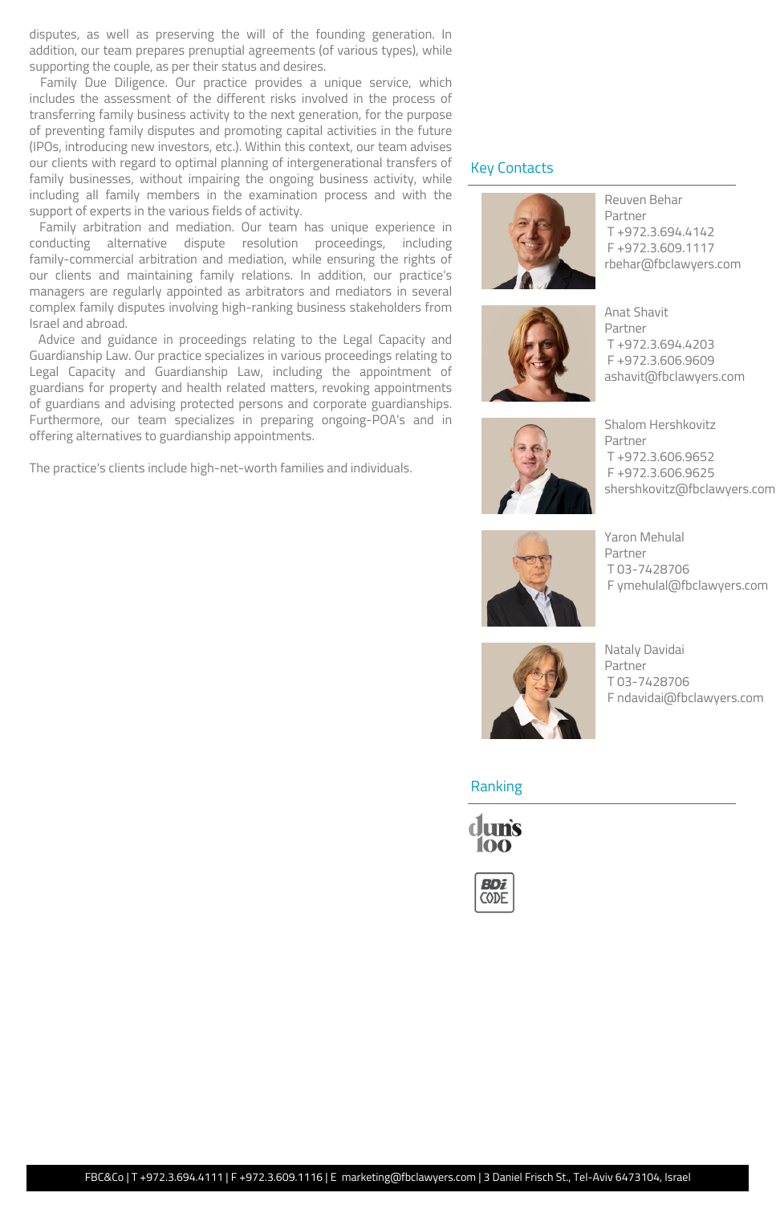disputes, as well as preserving the will of the founding generation. In addition, our team prepares prenuptial agreements (of various types), while supporting the couple, as per their status and desires.

Family Due Diligence. Our practice provides a unique service, which includes the assessment of the different risks involved in the process of transferring family business activity to the next generation, for the purpose of preventing family disputes and promoting capital activities in the future (IPOs, introducing new investors, etc.). Within this context, our team advises our clients with regard to optimal planning of intergenerational transfers of family businesses, without impairing the ongoing business activity, while including all family members in the examination process and with the support of experts in the various fields of activity.

Family arbitration and mediation. Our team has unique experience in conducting alternative dispute resolution proceedings, including family-commercial arbitration and mediation, while ensuring the rights of our clients and maintaining family relations. In addition, our practice's managers are regularly appointed as arbitrators and mediators in several complex family disputes involving high-ranking business stakeholders from Israel and abroad.

Advice and guidance in proceedings relating to the Legal Capacity and Guardianship Law. Our practice specializes in various proceedings relating to Legal Capacity and Guardianship Law, including the appointment of guardians for property and health related matters, revoking appointments of guardians and advising protected persons and corporate guardianships. Furthermore, our team specializes in preparing ongoing-POA's and in offering alternatives to guardianship appointments.

The practice's clients include high-net-worth families and individuals.

## Key Contacts

Reuven Behar
Partner
T +972.3.694.4142
F +972.3.609.1117
rbehar@fbclawyers.com

Anat Shavit
Partner
T +972.3.694.4203
F +972.3.606.9609
ashavit@fbclawyers.com

Shalom Hershkovitz
Partner
T +972.3.606.9652
F +972.3.606.9625
shershkovitz@fbclawyers.com

Yaron Mehulal
Partner
T 03-7428706
F ymehulal@fbclawyers.com

Nataly Davidai
Partner
T 03-7428706
F ndavidai@fbclawyers.com

## Ranking

duns 100

BDi CODE

FBC&Co | T +972.3.694.4111 | F +972.3.609.1116 | E marketing@fbclawyers.com | 3 Daniel Frisch St., Tel-Aviv 6473104, Israel